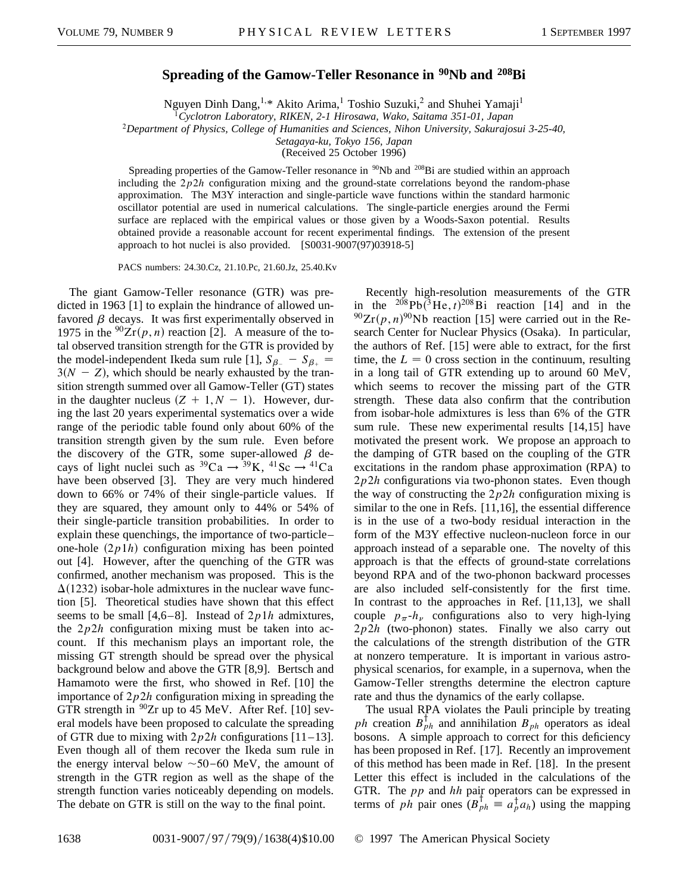# Spreading of the Gamow-Teller Resonance in $^{90}$Nb and $^{208}$Bi

Nguyen Dinh Dang,[1,*] Akito Arima,[1] Toshio Suzuki,[2] and Shuhei Yamaji[1]

[1]*Cyclotron Laboratory, RIKEN, 2-1 Hirosawa, Wako, Saitama 351-01, Japan*

[2]*Department of Physics, College of Humanities and Sciences, Nihon University, Sakurajosui 3-25-40, Setagaya-ku, Tokyo 156, Japan*

(Received 25 October 1996)

Spreading properties of the Gamow-Teller resonance in $^{90}$Nb and $^{208}$Bi are studied within an approach including the $2p2h$ configuration mixing and the ground-state correlations beyond the random-phase approximation. The M3Y interaction and single-particle wave functions within the standard harmonic oscillator potential are used in numerical calculations. The single-particle energies around the Fermi surface are replaced with the empirical values or those given by a Woods-Saxon potential. Results obtained provide a reasonable account for recent experimental findings. The extension of the present approach to hot nuclei is also provided. [S0031-9007(97)03918-5]

PACS numbers: 24.30.Cz, 21.10.Pc, 21.60.Jz, 25.40.Kv

The giant Gamow-Teller resonance (GTR) was predicted in 1963 [1] to explain the hindrance of allowed unfavored $\beta$ decays. It was first experimentally observed in 1975 in the $^{90}\mathrm{Zr}(p,n)$ reaction [2]. A measure of the total observed transition strength for the GTR is provided by the model-independent Ikeda sum rule [1], $S_{\beta_-} - S_{\beta_+} = 3(N-Z)$, which should be nearly exhausted by the transition strength summed over all Gamow-Teller (GT) states in the daughter nucleus $(Z+1, N-1)$. However, during the last 20 years experimental systematics over a wide range of the periodic table found only about 60% of the transition strength given by the sum rule. Even before the discovery of the GTR, some super-allowed $\beta$ decays of light nuclei such as $^{39}\mathrm{Ca} \rightarrow {}^{39}\mathrm{K}$, $^{41}\mathrm{Sc} \rightarrow {}^{41}\mathrm{Ca}$ have been observed [3]. They are very much hindered down to 66% or 74% of their single-particle values. If they are squared, they amount only to 44% or 54% of their single-particle transition probabilities. In order to explain these quenchings, the importance of two-particle–one-hole $(2p1h)$ configuration mixing has been pointed out [4]. However, after the quenching of the GTR was confirmed, another mechanism was proposed. This is the $\Delta(1232)$ isobar-hole admixtures in the nuclear wave function [5]. Theoretical studies have shown that this effect seems to be small [4,6–8]. Instead of $2p1h$ admixtures, the $2p2h$ configuration mixing must be taken into account. If this mechanism plays an important role, the missing GT strength should be spread over the physical background below and above the GTR [8,9]. Bertsch and Hamamoto were the first, who showed in Ref. [10] the importance of $2p2h$ configuration mixing in spreading the GTR strength in $^{90}$Zr up to 45 MeV. After Ref. [10] several models have been proposed to calculate the spreading of GTR due to mixing with $2p2h$ configurations [11–13]. Even though all of them recover the Ikeda sum rule in the energy interval below $\sim$50–60 MeV, the amount of strength in the GTR region as well as the shape of the strength function varies noticeably depending on models. The debate on GTR is still on the way to the final point.

Recently high-resolution measurements of the GTR in the $^{208}\mathrm{Pb}(^3\mathrm{He},t)^{208}\mathrm{Bi}$ reaction [14] and in the $^{90}\mathrm{Zr}(p,n)^{90}\mathrm{Nb}$ reaction [15] were carried out in the Research Center for Nuclear Physics (Osaka). In particular, the authors of Ref. [15] were able to extract, for the first time, the $L=0$ cross section in the continuum, resulting in a long tail of GTR extending up to around 60 MeV, which seems to recover the missing part of the GTR strength. These data also confirm that the contribution from isobar-hole admixtures is less than 6% of the GTR sum rule. These new experimental results [14,15] have motivated the present work. We propose an approach to the damping of GTR based on the coupling of the GTR excitations in the random phase approximation (RPA) to $2p2h$ configurations via two-phonon states. Even though the way of constructing the $2p2h$ configuration mixing is similar to the one in Refs. [11,16], the essential difference is in the use of a two-body residual interaction in the form of the M3Y effective nucleon-nucleon force in our approach instead of a separable one. The novelty of this approach is that the effects of ground-state correlations beyond RPA and of the two-phonon backward processes are also included self-consistently for the first time. In contrast to the approaches in Ref. [11,13], we shall couple $p_\pi$-$h_\nu$ configurations also to very high-lying $2p2h$ (two-phonon) states. Finally we also carry out the calculations of the strength distribution of the GTR at nonzero temperature. It is important in various astrophysical scenarios, for example, in a supernova, when the Gamow-Teller strengths determine the electron capture rate and thus the dynamics of the early collapse.

The usual RPA violates the Pauli principle by treating $ph$ creation $B_{ph}^{\dagger}$ and annihilation $B_{ph}$ operators as ideal bosons. A simple approach to correct for this deficiency has been proposed in Ref. [17]. Recently an improvement of this method has been made in Ref. [18]. In the present Letter this effect is included in the calculations of the GTR. The $pp$ and $hh$ pair operators can be expressed in terms of $ph$ pair ones ($B_{ph}^{\dagger} \equiv a_p^{\dagger} a_h$) using the mapping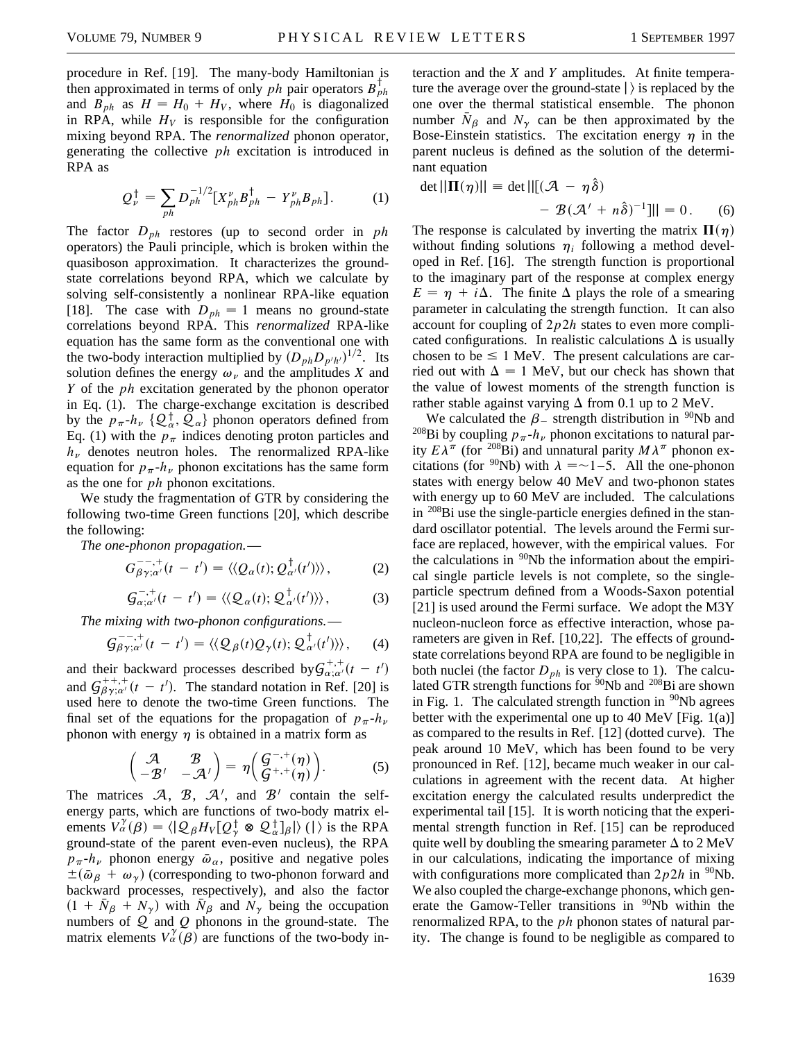procedure in Ref. [19]. The many-body Hamiltonian is then approximated in terms of only $ph$ pair operators $B_{ph}^{\dagger}$ and $B_{ph}$ as $H = H_0 + H_V$, where $H_0$ is diagonalized in RPA, while $H_V$ is responsible for the configuration mixing beyond RPA. The *renormalized* phonon operator, generating the collective $ph$ excitation is introduced in RPA as

$$Q_{\nu}^{\dagger} = \sum_{ph} D_{ph}^{-1/2}[X_{ph}^{\nu} B_{ph}^{\dagger} - Y_{ph}^{\nu} B_{ph}]. \qquad (1)$$

The factor $D_{ph}$ restores (up to second order in $ph$ operators) the Pauli principle, which is broken within the quasiboson approximation. It characterizes the ground-state correlations beyond RPA, which we calculate by solving self-consistently a nonlinear RPA-like equation [18]. The case with $D_{ph} = 1$ means no ground-state correlations beyond RPA. This *renormalized* RPA-like equation has the same form as the conventional one with the two-body interaction multiplied by $(D_{ph} D_{p'h'})^{1/2}$. Its solution defines the energy $\omega_{\nu}$ and the amplitudes $X$ and $Y$ of the $ph$ excitation generated by the phonon operator in Eq. (1). The charge-exchange excitation is described by the $p_{\pi}$-$h_{\nu}$ $\{\mathcal{Q}_{\alpha}^{\dagger}, \mathcal{Q}_{\alpha}\}$ phonon operators defined from Eq. (1) with the $p_{\pi}$ indices denoting proton particles and $h_{\nu}$ denotes neutron holes. The renormalized RPA-like equation for $p_{\pi}$-$h_{\nu}$ phonon excitations has the same form as the one for $ph$ phonon excitations.

We study the fragmentation of GTR by considering the following two-time Green functions [20], which describe the following:

*The one-phonon propagation.*—

$$G_{\beta\gamma;\alpha'}^{--,+}(t - t') = \langle\langle Q_{\alpha}(t); Q_{\alpha'}^{\dagger}(t')\rangle\rangle, \qquad (2)$$

$$\mathcal{G}_{\alpha;\alpha'}^{-,+}(t - t') = \langle\langle \mathcal{Q}_{\alpha}(t); \mathcal{Q}_{\alpha'}^{\dagger}(t')\rangle\rangle, \qquad (3)$$

*The mixing with two-phonon configurations.*—

$$\mathcal{G}_{\beta\gamma;\alpha'}^{--,+}(t - t') = \langle\langle \mathcal{Q}_{\beta}(t) Q_{\gamma}(t); \mathcal{Q}_{\alpha'}^{\dagger}(t')\rangle\rangle, \qquad (4)$$

and their backward processes described by $\mathcal{G}_{\alpha;\alpha'}^{+,+}(t - t')$ and $\mathcal{G}_{\beta\gamma;\alpha'}^{++,+}(t - t')$. The standard notation in Ref. [20] is used here to denote the two-time Green functions. The final set of the equations for the propagation of $p_{\pi}$-$h_{\nu}$ phonon with energy $\eta$ is obtained in a matrix form as

$$\begin{pmatrix} \mathcal{A} & \mathcal{B} \\ -\mathcal{B}' & -\mathcal{A}' \end{pmatrix} = \eta \begin{pmatrix} \mathcal{G}^{-,+}(\eta) \\ \mathcal{G}^{+,+}(\eta) \end{pmatrix}. \qquad (5)$$

The matrices $\mathcal{A}$, $\mathcal{B}$, $\mathcal{A}'$, and $\mathcal{B}'$ contain the self-energy parts, which are functions of two-body matrix elements $V_{\alpha}^{\gamma}(\beta) = \langle|\mathcal{Q}_{\beta} H_V [Q_{\gamma}^{\dagger} \otimes \mathcal{Q}_{\alpha}^{\dagger}]_{\beta}|\rangle$ ($|\rangle$ is the RPA ground-state of the parent even-even nucleus), the RPA $p_{\pi}$-$h_{\nu}$ phonon energy $\bar{\omega}_{\alpha}$, positive and negative poles $\pm(\bar{\omega}_{\beta} + \omega_{\gamma})$ (corresponding to two-phonon forward and backward processes, respectively), and also the factor $(1 + \bar{N}_{\beta} + N_{\gamma})$ with $\bar{N}_{\beta}$ and $N_{\gamma}$ being the occupation numbers of $\mathcal{Q}$ and $Q$ phonons in the ground-state. The matrix elements $V_{\alpha}^{\gamma}(\beta)$ are functions of the two-body interaction and the $X$ and $Y$ amplitudes. At finite temperature the average over the ground-state $|\rangle$ is replaced by the one over the thermal statistical ensemble. The phonon number $\bar{N}_{\beta}$ and $N_{\gamma}$ can be then approximated by the Bose-Einstein statistics. The excitation energy $\eta$ in the parent nucleus is defined as the solution of the determinant equation

$$\det\|\mathbf{\Pi}(\eta)\| \equiv \det\|[(\mathcal{A} - \eta\hat{\delta}) - \mathcal{B}(\mathcal{A}' + n\hat{\delta})^{-1}]\| = 0. \qquad (6)$$

The response is calculated by inverting the matrix $\mathbf{\Pi}(\eta)$ without finding solutions $\eta_i$ following a method developed in Ref. [16]. The strength function is proportional to the imaginary part of the response at complex energy $E = \eta + i\Delta$. The finite $\Delta$ plays the role of a smearing parameter in calculating the strength function. It can also account for coupling of $2p2h$ states to even more complicated configurations. In realistic calculations $\Delta$ is usually chosen to be $\leq 1$ MeV. The present calculations are carried out with $\Delta = 1$ MeV, but our check has shown that the value of lowest moments of the strength function is rather stable against varying $\Delta$ from 0.1 up to 2 MeV.

We calculated the $\beta_-$ strength distribution in $^{90}$Nb and $^{208}$Bi by coupling $p_{\pi}$-$h_{\nu}$ phonon excitations to natural parity $E\lambda^{\pi}$ (for $^{208}$Bi) and unnatural parity $M\lambda^{\pi}$ phonon excitations (for $^{90}$Nb) with $\lambda = \sim 1$–5. All the one-phonon states with energy below 40 MeV and two-phonon states with energy up to 60 MeV are included. The calculations in $^{208}$Bi use the single-particle energies defined in the standard oscillator potential. The levels around the Fermi surface are replaced, however, with the empirical values. For the calculations in $^{90}$Nb the information about the empirical single particle levels is not complete, so the single-particle spectrum defined from a Woods-Saxon potential [21] is used around the Fermi surface. We adopt the M3Y nucleon-nucleon force as effective interaction, whose parameters are given in Ref. [10,22]. The effects of ground-state correlations beyond RPA are found to be negligible in both nuclei (the factor $D_{ph}$ is very close to 1). The calculated GTR strength functions for $^{90}$Nb and $^{208}$Bi are shown in Fig. 1. The calculated strength function in $^{90}$Nb agrees better with the experimental one up to 40 MeV [Fig. 1(a)] as compared to the results in Ref. [12] (dotted curve). The peak around 10 MeV, which has been found to be very pronounced in Ref. [12], became much weaker in our calculations in agreement with the recent data. At higher excitation energy the calculated results underpredict the experimental tail [15]. It is worth noticing that the experimental strength function in Ref. [15] can be reproduced quite well by doubling the smearing parameter $\Delta$ to 2 MeV in our calculations, indicating the importance of mixing with configurations more complicated than $2p2h$ in $^{90}$Nb. We also coupled the charge-exchange phonons, which generate the Gamow-Teller transitions in $^{90}$Nb within the renormalized RPA, to the $ph$ phonon states of natural parity. The change is found to be negligible as compared to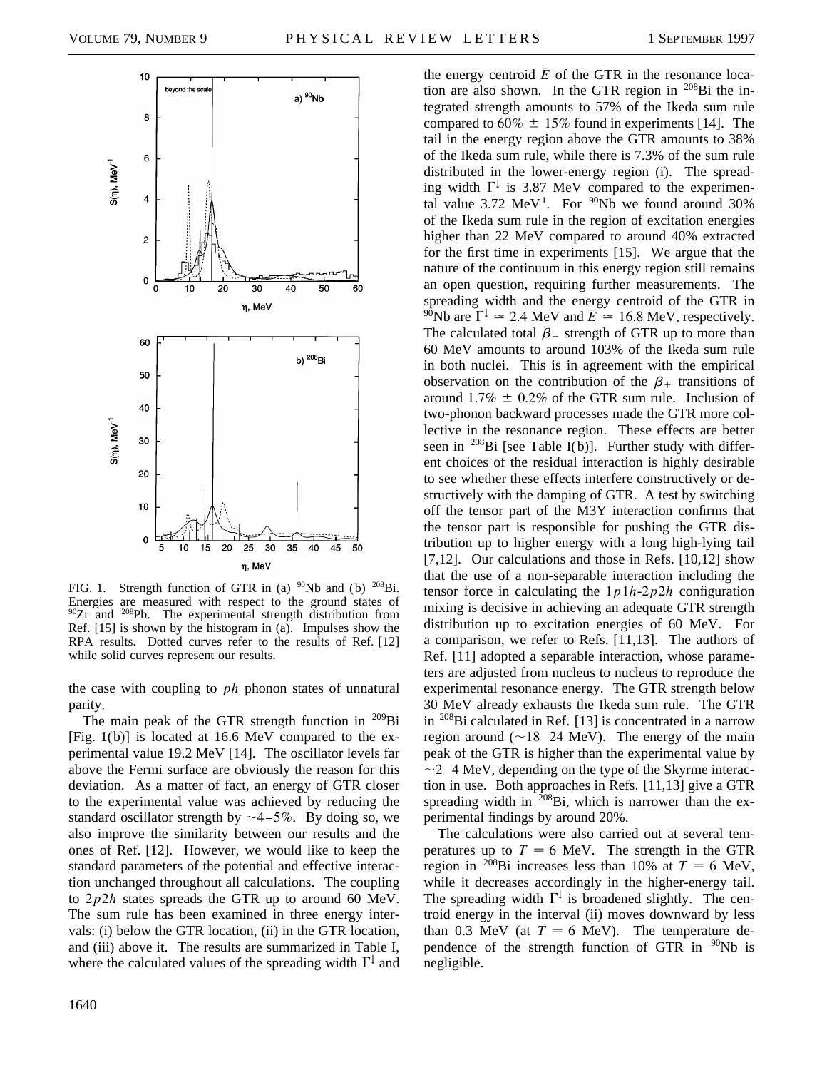FIG. 1. Strength function of GTR in (a) $^{90}$Nb and (b) $^{208}$Bi. Energies are measured with respect to the ground states of $^{90}$Zr and $^{208}$Pb. The experimental strength distribution from Ref. [15] is shown by the histogram in (a). Impulses show the RPA results. Dotted curves refer to the results of Ref. [12] while solid curves represent our results.

the case with coupling to *ph* phonon states of unnatural parity.

The main peak of the GTR strength function in $^{209}$Bi [Fig. 1(b)] is located at 16.6 MeV compared to the experimental value 19.2 MeV [14]. The oscillator levels far above the Fermi surface are obviously the reason for this deviation. As a matter of fact, an energy of GTR closer to the experimental value was achieved by reducing the standard oscillator strength by ~4–5%. By doing so, we also improve the similarity between our results and the ones of Ref. [12]. However, we would like to keep the standard parameters of the potential and effective interaction unchanged throughout all calculations. The coupling to $2p2h$ states spreads the GTR up to around 60 MeV. The sum rule has been examined in three energy intervals: (i) below the GTR location, (ii) in the GTR location, and (iii) above it. The results are summarized in Table I, where the calculated values of the spreading width $\Gamma^{\downarrow}$ and the energy centroid $\bar{E}$ of the GTR in the resonance location are also shown. In the GTR region in $^{208}$Bi the integrated strength amounts to 57% of the Ikeda sum rule compared to 60% $\pm$ 15% found in experiments [14]. The tail in the energy region above the GTR amounts to 38% of the Ikeda sum rule, while there is 7.3% of the sum rule distributed in the lower-energy region (i). The spreading width $\Gamma^{\downarrow}$ is 3.87 MeV compared to the experimental value 3.72 MeV[1]. For $^{90}$Nb we found around 30% of the Ikeda sum rule in the region of excitation energies higher than 22 MeV compared to around 40% extracted for the first time in experiments [15]. We argue that the nature of the continuum in this energy region still remains an open question, requiring further measurements. The spreading width and the energy centroid of the GTR in $^{90}$Nb are $\Gamma^{\downarrow} \simeq 2.4$ MeV and $\bar{E} \simeq 16.8$ MeV, respectively. The calculated total $\beta_-$ strength of GTR up to more than 60 MeV amounts to around 103% of the Ikeda sum rule in both nuclei. This is in agreement with the empirical observation on the contribution of the $\beta_+$ transitions of around 1.7% $\pm$ 0.2% of the GTR sum rule. Inclusion of two-phonon backward processes made the GTR more collective in the resonance region. These effects are better seen in $^{208}$Bi [see Table I(b)]. Further study with different choices of the residual interaction is highly desirable to see whether these effects interfere constructively or destructively with the damping of GTR. A test by switching off the tensor part of the M3Y interaction confirms that the tensor part is responsible for pushing the GTR distribution up to higher energy with a long high-lying tail [7,12]. Our calculations and those in Refs. [10,12] show that the use of a non-separable interaction including the tensor force in calculating the $1p1h$-$2p2h$ configuration mixing is decisive in achieving an adequate GTR strength distribution up to excitation energies of 60 MeV. For a comparison, we refer to Refs. [11,13]. The authors of Ref. [11] adopted a separable interaction, whose parameters are adjusted from nucleus to nucleus to reproduce the experimental resonance energy. The GTR strength below 30 MeV already exhausts the Ikeda sum rule. The GTR in $^{208}$Bi calculated in Ref. [13] is concentrated in a narrow region around (~18–24 MeV). The energy of the main peak of the GTR is higher than the experimental value by ~2–4 MeV, depending on the type of the Skyrme interaction in use. Both approaches in Refs. [11,13] give a GTR spreading width in $^{208}$Bi, which is narrower than the experimental findings by around 20%.

The calculations were also carried out at several temperatures up to $T = 6$ MeV. The strength in the GTR region in $^{208}$Bi increases less than 10% at $T = 6$ MeV, while it decreases accordingly in the higher-energy tail. The spreading width $\Gamma^{\downarrow}$ is broadened slightly. The centroid energy in the interval (ii) moves downward by less than 0.3 MeV (at $T = 6$ MeV). The temperature dependence of the strength function of GTR in $^{90}$Nb is negligible.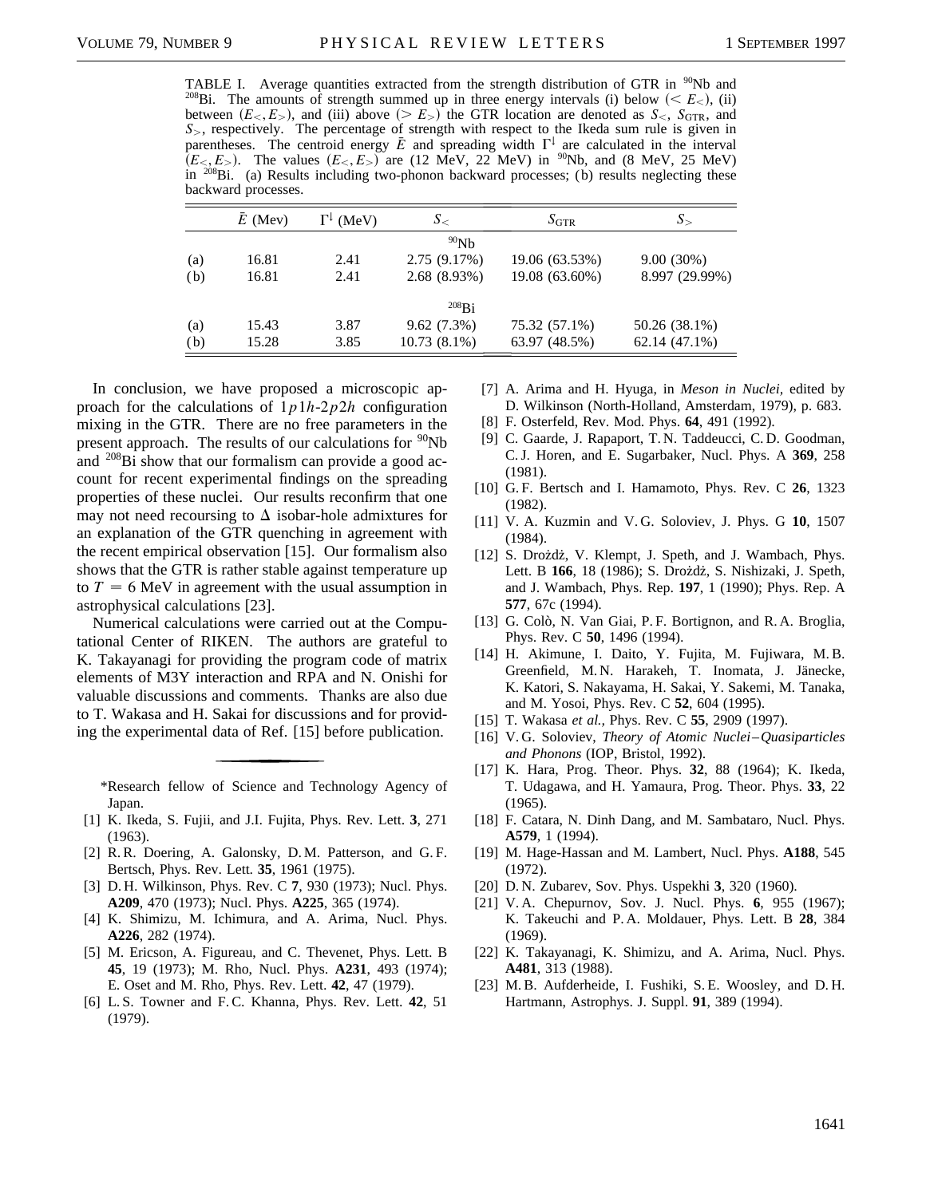TABLE I. Average quantities extracted from the strength distribution of GTR in $^{90}$Nb and $^{208}$Bi. The amounts of strength summed up in three energy intervals (i) below ($< E_<$), (ii) between ($E_<, E_>$), and (iii) above ($> E_>$) the GTR location are denoted as $S_<$, $S_{\mathrm{GTR}}$, and $S_>$, respectively. The percentage of strength with respect to the Ikeda sum rule is given in parentheses. The centroid energy $\bar{E}$ and spreading width $\Gamma^{\downarrow}$ are calculated in the interval ($E_<, E_>$). The values ($E_<, E_>$) are (12 MeV, 22 MeV) in $^{90}$Nb, and (8 MeV, 25 MeV) in $^{208}$Bi. (a) Results including two-phonon backward processes; (b) results neglecting these backward processes.

| | $\bar{E}$ (Mev) | $\Gamma^{\downarrow}$ (MeV) | $S_<$ | $S_{\mathrm{GTR}}$ | $S_>$ |
|---|---|---|---|---|---|
| | | | $^{90}$Nb | | |
| (a) | 16.81 | 2.41 | 2.75 (9.17%) | 19.06 (63.53%) | 9.00 (30%) |
| (b) | 16.81 | 2.41 | 2.68 (8.93%) | 19.08 (63.60%) | 8.997 (29.99%) |
| | | | $^{208}$Bi | | |
| (a) | 15.43 | 3.87 | 9.62 (7.3%) | 75.32 (57.1%) | 50.26 (38.1%) |
| (b) | 15.28 | 3.85 | 10.73 (8.1%) | 63.97 (48.5%) | 62.14 (47.1%) |

In conclusion, we have proposed a microscopic approach for the calculations of $1p1h$-$2p2h$ configuration mixing in the GTR. There are no free parameters in the present approach. The results of our calculations for $^{90}$Nb and $^{208}$Bi show that our formalism can provide a good account for recent experimental findings on the spreading properties of these nuclei. Our results reconfirm that one may not need recoursing to $\Delta$ isobar-hole admixtures for an explanation of the GTR quenching in agreement with the recent empirical observation [15]. Our formalism also shows that the GTR is rather stable against temperature up to $T = 6$ MeV in agreement with the usual assumption in astrophysical calculations [23].

Numerical calculations were carried out at the Computational Center of RIKEN. The authors are grateful to K. Takayanagi for providing the program code of matrix elements of M3Y interaction and RPA and N. Onishi for valuable discussions and comments. Thanks are also due to T. Wakasa and H. Sakai for discussions and for providing the experimental data of Ref. [15] before publication.

*Research fellow of Science and Technology Agency of Japan.

[1] K. Ikeda, S. Fujii, and J.I. Fujita, Phys. Rev. Lett. **3**, 271 (1963).

[2] R.R. Doering, A. Galonsky, D.M. Patterson, and G.F. Bertsch, Phys. Rev. Lett. **35**, 1961 (1975).

[3] D.H. Wilkinson, Phys. Rev. C **7**, 930 (1973); Nucl. Phys. **A209**, 470 (1973); Nucl. Phys. **A225**, 365 (1974).

[4] K. Shimizu, M. Ichimura, and A. Arima, Nucl. Phys. **A226**, 282 (1974).

[5] M. Ericson, A. Figureau, and C. Thevenet, Phys. Lett. B **45**, 19 (1973); M. Rho, Nucl. Phys. **A231**, 493 (1974); E. Oset and M. Rho, Phys. Rev. Lett. **42**, 47 (1979).

[6] L.S. Towner and F.C. Khanna, Phys. Rev. Lett. **42**, 51 (1979).

[7] A. Arima and H. Hyuga, in *Meson in Nuclei*, edited by D. Wilkinson (North-Holland, Amsterdam, 1979), p. 683.

[8] F. Osterfeld, Rev. Mod. Phys. **64**, 491 (1992).

[9] C. Gaarde, J. Rapaport, T.N. Taddeucci, C.D. Goodman, C.J. Horen, and E. Sugarbaker, Nucl. Phys. A **369**, 258 (1981).

[10] G.F. Bertsch and I. Hamamoto, Phys. Rev. C **26**, 1323 (1982).

[11] V.A. Kuzmin and V.G. Soloviev, J. Phys. G **10**, 1507 (1984).

[12] S. Drożdż, V. Klempt, J. Speth, and J. Wambach, Phys. Lett. B **166**, 18 (1986); S. Drożdż, S. Nishizaki, J. Speth, and J. Wambach, Phys. Rep. **197**, 1 (1990); Phys. Rep. A **577**, 67c (1994).

[13] G. Colò, N. Van Giai, P.F. Bortignon, and R.A. Broglia, Phys. Rev. C **50**, 1496 (1994).

[14] H. Akimune, I. Daito, Y. Fujita, M. Fujiwara, M.B. Greenfield, M.N. Harakeh, T. Inomata, J. Jänecke, K. Katori, S. Nakayama, H. Sakai, Y. Sakemi, M. Tanaka, and M. Yosoi, Phys. Rev. C **52**, 604 (1995).

[15] T. Wakasa *et al.*, Phys. Rev. C **55**, 2909 (1997).

[16] V.G. Soloviev, *Theory of Atomic Nuclei–Quasiparticles and Phonons* (IOP, Bristol, 1992).

[17] K. Hara, Prog. Theor. Phys. **32**, 88 (1964); K. Ikeda, T. Udagawa, and H. Yamaura, Prog. Theor. Phys. **33**, 22 (1965).

[18] F. Catara, N. Dinh Dang, and M. Sambataro, Nucl. Phys. **A579**, 1 (1994).

[19] M. Hage-Hassan and M. Lambert, Nucl. Phys. **A188**, 545 (1972).

[20] D.N. Zubarev, Sov. Phys. Uspekhi **3**, 320 (1960).

[21] V.A. Chepurnov, Sov. J. Nucl. Phys. **6**, 955 (1967); K. Takeuchi and P.A. Moldauer, Phys. Lett. B **28**, 384 (1969).

[22] K. Takayanagi, K. Shimizu, and A. Arima, Nucl. Phys. **A481**, 313 (1988).

[23] M.B. Aufderheide, I. Fushiki, S.E. Woosley, and D.H. Hartmann, Astrophys. J. Suppl. **91**, 389 (1994).